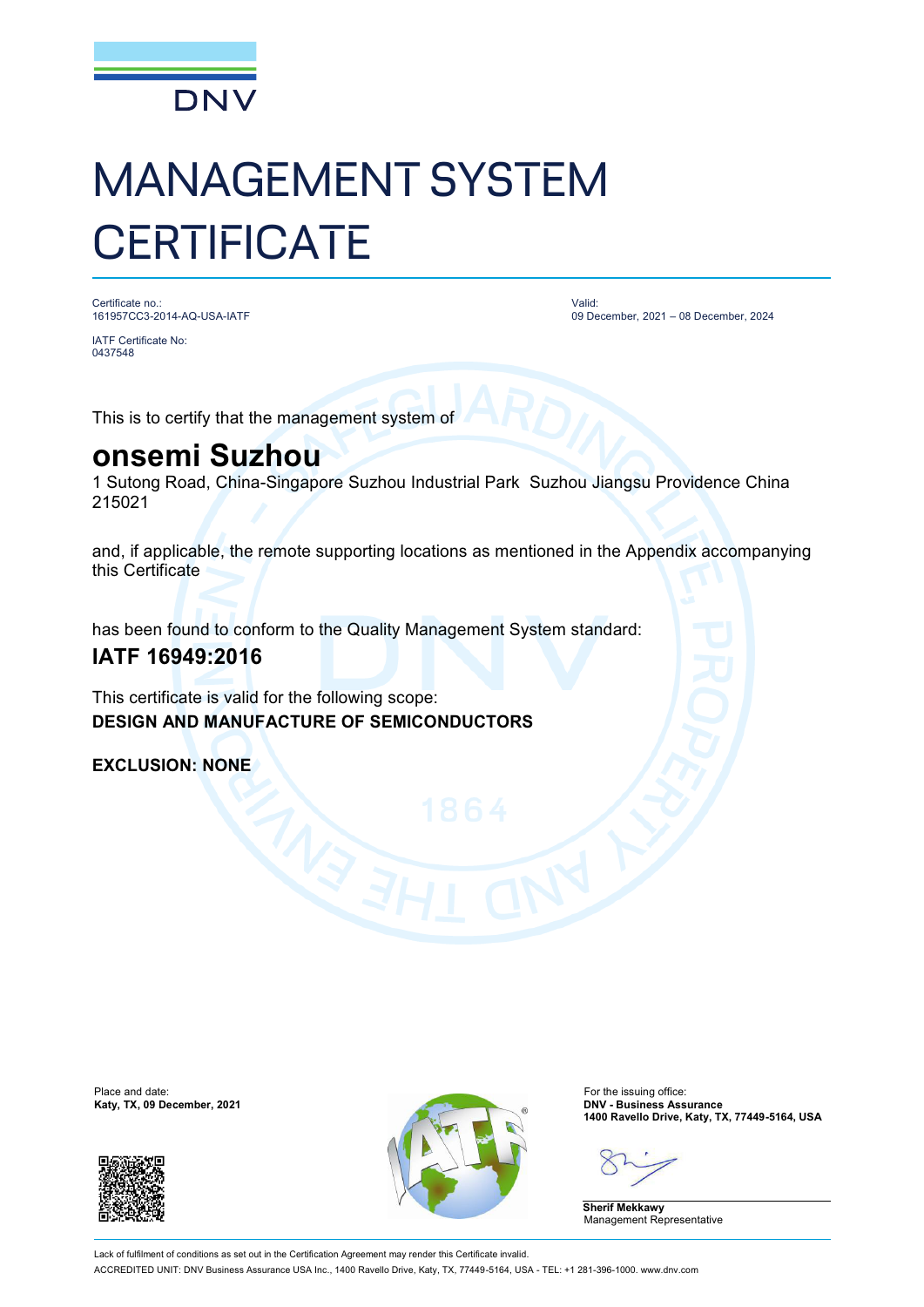DNV

# MANAGEMENT SYSTEM CERTIFICATE

Certificate no.:
161957CC3-2014-AQ-USA-IATF

IATF Certificate No:
0437548

Valid:
09 December, 2021 – 08 December, 2024

This is to certify that the management system of

## onsemi Suzhou

1 Sutong Road, China-Singapore Suzhou Industrial Park Suzhou Jiangsu Providence China 215021

and, if applicable, the remote supporting locations as mentioned in the Appendix accompanying this Certificate

has been found to conform to the Quality Management System standard:

### IATF 16949:2016

This certificate is valid for the following scope:
**DESIGN AND MANUFACTURE OF SEMICONDUCTORS**

**EXCLUSION: NONE**

Place and date:
**Katy, TX, 09 December, 2021**

For the issuing office:
**DNV - Business Assurance**
**1400 Ravello Drive, Katy, TX, 77449-5164, USA**

**Sherif Mekkawy**
Management Representative

Lack of fulfilment of conditions as set out in the Certification Agreement may render this Certificate invalid.
ACCREDITED UNIT: DNV Business Assurance USA Inc., 1400 Ravello Drive, Katy, TX, 77449-5164, USA - TEL: +1 281-396-1000. www.dnv.com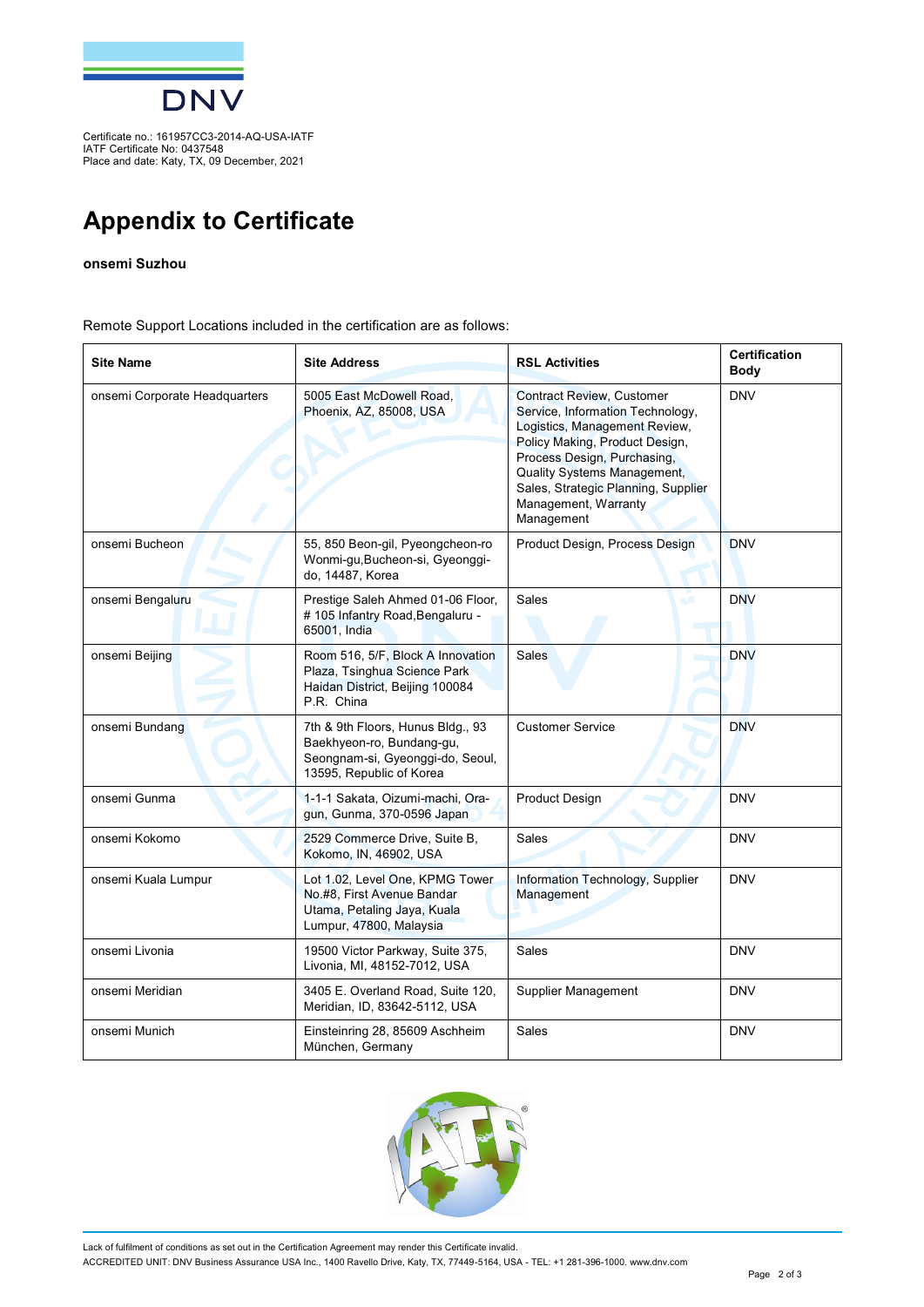Certificate no.: 161957CC3-2014-AQ-USA-IATF
IATF Certificate No: 0437548
Place and date: Katy, TX, 09 December, 2021

# Appendix to Certificate

**onsemi Suzhou**

Remote Support Locations included in the certification are as follows:

| Site Name | Site Address | RSL Activities | Certification Body |
|---|---|---|---|
| onsemi Corporate Headquarters | 5005 East McDowell Road, Phoenix, AZ, 85008, USA | Contract Review, Customer Service, Information Technology, Logistics, Management Review, Policy Making, Product Design, Process Design, Purchasing, Quality Systems Management, Sales, Strategic Planning, Supplier Management, Warranty Management | DNV |
| onsemi Bucheon | 55, 850 Beon-gil, Pyeongcheon-ro Wonmi-gu,Bucheon-si, Gyeonggi-do, 14487, Korea | Product Design, Process Design | DNV |
| onsemi Bengaluru | Prestige Saleh Ahmed 01-06 Floor, # 105 Infantry Road,Bengaluru - 65001, India | Sales | DNV |
| onsemi Beijing | Room 516, 5/F, Block A Innovation Plaza, Tsinghua Science Park Haidan District, Beijing 100084 P.R. China | Sales | DNV |
| onsemi Bundang | 7th & 9th Floors, Hunus Bldg., 93 Baekhyeon-ro, Bundang-gu, Seongnam-si, Gyeonggi-do, Seoul, 13595, Republic of Korea | Customer Service | DNV |
| onsemi Gunma | 1-1-1 Sakata, Oizumi-machi, Ora-gun, Gunma, 370-0596 Japan | Product Design | DNV |
| onsemi Kokomo | 2529 Commerce Drive, Suite B, Kokomo, IN, 46902, USA | Sales | DNV |
| onsemi Kuala Lumpur | Lot 1.02, Level One, KPMG Tower No.#8, First Avenue Bandar Utama, Petaling Jaya, Kuala Lumpur, 47800, Malaysia | Information Technology, Supplier Management | DNV |
| onsemi Livonia | 19500 Victor Parkway, Suite 375, Livonia, MI, 48152-7012, USA | Sales | DNV |
| onsemi Meridian | 3405 E. Overland Road, Suite 120, Meridian, ID, 83642-5112, USA | Supplier Management | DNV |
| onsemi Munich | Einsteinring 28, 85609 Aschheim München, Germany | Sales | DNV |

Lack of fulfilment of conditions as set out in the Certification Agreement may render this Certificate invalid.

ACCREDITED UNIT: DNV Business Assurance USA Inc., 1400 Ravello Drive, Katy, TX, 77449-5164, USA - TEL: +1 281-396-1000. www.dnv.com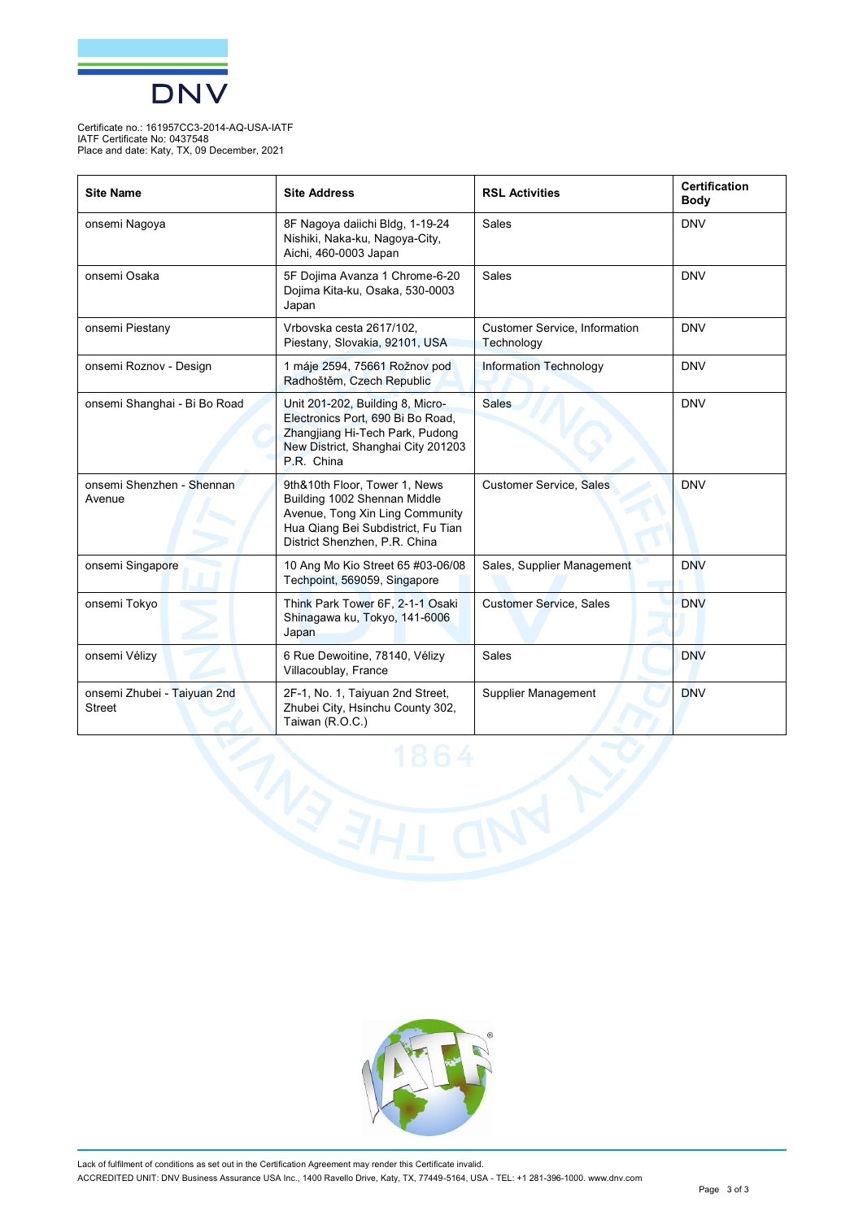Certificate no.: 161957CC3-2014-AQ-USA-IATF
IATF Certificate No: 0437548
Place and date: Katy, TX, 09 December, 2021

| Site Name | Site Address | RSL Activities | Certification Body |
|---|---|---|---|
| onsemi Nagoya | 8F Nagoya daiichi Bldg, 1-19-24 Nishiki, Naka-ku, Nagoya-City, Aichi, 460-0003 Japan | Sales | DNV |
| onsemi Osaka | 5F Dojima Avanza 1 Chrome-6-20 Dojima Kita-ku, Osaka, 530-0003 Japan | Sales | DNV |
| onsemi Piestany | Vrbovska cesta 2617/102, Piestany, Slovakia, 92101, USA | Customer Service, Information Technology | DNV |
| onsemi Roznov - Design | 1 máje 2594, 75661 Rožnov pod Radhoštěm, Czech Republic | Information Technology | DNV |
| onsemi Shanghai - Bi Bo Road | Unit 201-202, Building 8, Micro-Electronics Port, 690 Bi Bo Road, Zhangjiang Hi-Tech Park, Pudong New District, Shanghai City 201203 P.R. China | Sales | DNV |
| onsemi Shenzhen - Shennan Avenue | 9th&10th Floor, Tower 1, News Building 1002 Shennan Middle Avenue, Tong Xin Ling Community Hua Qiang Bei Subdistrict, Fu Tian District Shenzhen, P.R. China | Customer Service, Sales | DNV |
| onsemi Singapore | 10 Ang Mo Kio Street 65 #03-06/08 Techpoint, 569059, Singapore | Sales, Supplier Management | DNV |
| onsemi Tokyo | Think Park Tower 6F, 2-1-1 Osaki Shinagawa ku, Tokyo, 141-6006 Japan | Customer Service, Sales | DNV |
| onsemi Vélizy | 6 Rue Dewoitine, 78140, Vélizy Villacoublay, France | Sales | DNV |
| onsemi Zhubei - Taiyuan 2nd Street | 2F-1, No. 1, Taiyuan 2nd Street, Zhubei City, Hsinchu County 302, Taiwan (R.O.C.) | Supplier Management | DNV |

Lack of fulfilment of conditions as set out in the Certification Agreement may render this Certificate invalid.
ACCREDITED UNIT: DNV Business Assurance USA Inc., 1400 Ravello Drive, Katy, TX, 77449-5164, USA - TEL: +1 281-396-1000. www.dnv.com